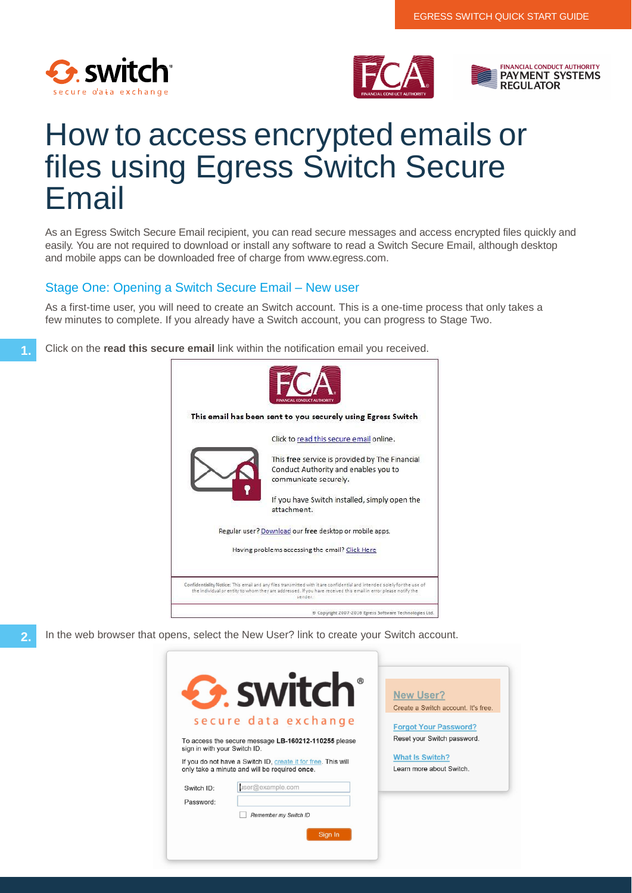# How to access encrypted emails or files using Egress Switch Secure Email

As an Egress Switch Secure Email recipient, you can read secure messages and access encrypted files quickly and easily. You are not required to download or install any software to read a Switch Secure Email, although desktop and mobile apps can be downloaded free of charge from www.egress.com.

## Stage One: Opening a Switch Secure Email – New user

As a first-time user, you will need to create an Switch account. This is a one-time process that only takes a few minutes to complete. If you already have a Switch account, you can progress to Stage Two.

**1.** Click on the **read this secure email** link within the notification email you received.

**2.** In the web browser that opens, select the New User? link to create your Switch account.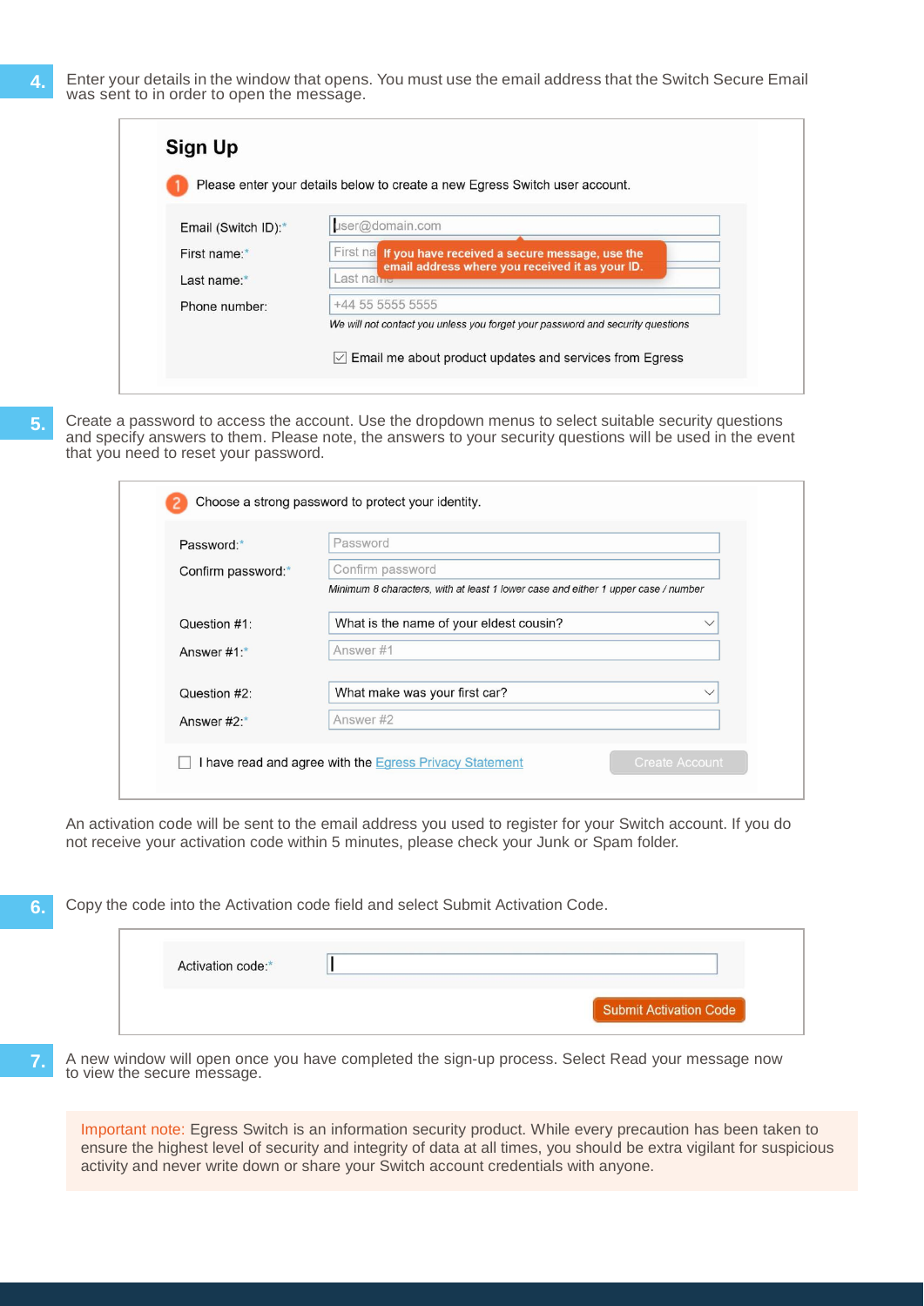4. Enter your details in the window that opens. You must use the email address that the Switch Secure Email was sent to in order to open the message.

**Sign Up**

1 Please enter your details below to create a new Egress Switch user account.

| | |
|---|---|
| Email (Switch ID):* | user@domain.com |
| First name:* | First name |
| Last name:* | Last name |
| Phone number: | +44 55 5555 5555 |

If you have received a secure message, use the email address where you received it as your ID.

*We will not contact you unless you forget your password and security questions*

☑ Email me about product updates and services from Egress

5. Create a password to access the account. Use the dropdown menus to select suitable security questions and specify answers to them. Please note, the answers to your security questions will be used in the event that you need to reset your password.

2 Choose a strong password to protect your identity.

| | |
|---|---|
| Password:* | Password |
| Confirm password:* | Confirm password |
| Question #1: | What is the name of your eldest cousin? |
| Answer #1:* | Answer #1 |
| Question #2: | What make was your first car? |
| Answer #2:* | Answer #2 |

*Minimum 8 characters, with at least 1 lower case and either 1 upper case / number*

☐ I have read and agree with the Egress Privacy Statement

Create Account

An activation code will be sent to the email address you used to register for your Switch account. If you do not receive your activation code within 5 minutes, please check your Junk or Spam folder.

6. Copy the code into the Activation code field and select Submit Activation Code.

Activation code:*

Submit Activation Code

7. A new window will open once you have completed the sign-up process. Select Read your message now to view the secure message.

Important note: Egress Switch is an information security product. While every precaution has been taken to ensure the highest level of security and integrity of data at all times, you should be extra vigilant for suspicious activity and never write down or share your Switch account credentials with anyone.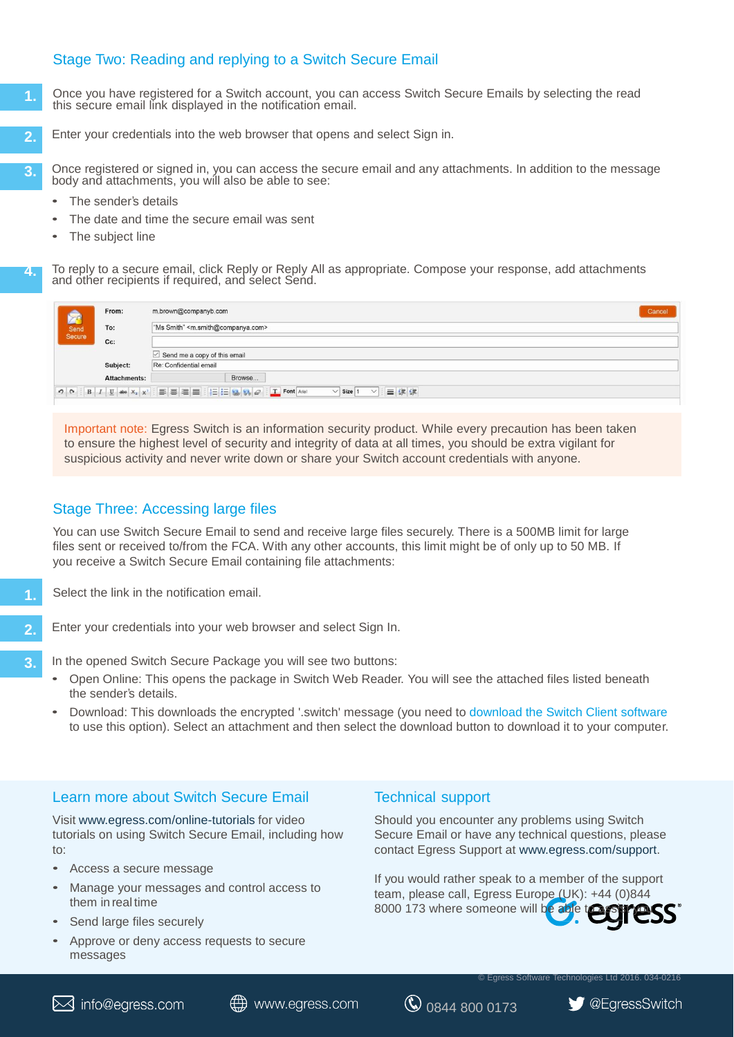## Stage Two: Reading and replying to a Switch Secure Email

1. Once you have registered for a Switch account, you can access Switch Secure Emails by selecting the read this secure email link displayed in the notification email.

2. Enter your credentials into the web browser that opens and select Sign in.

3. Once registered or signed in, you can access the secure email and any attachments. In addition to the message body and attachments, you will also be able to see:
   - The sender's details
   - The date and time the secure email was sent
   - The subject line

4. To reply to a secure email, click Reply or Reply All as appropriate. Compose your response, add attachments and other recipients if required, and select Send.

Send Secure
From: m.brown@companyb.com
Cancel
To: "Ms Smith" <m.smith@companya.com>
Cc:
Send me a copy of this email
Subject: Re: Confidential email
Attachments: Browse...
Font Arial Size 1

Important note: Egress Switch is an information security product. While every precaution has been taken to ensure the highest level of security and integrity of data at all times, you should be extra vigilant for suspicious activity and never write down or share your Switch account credentials with anyone.

## Stage Three: Accessing large files

You can use Switch Secure Email to send and receive large files securely. There is a 500MB limit for large files sent or received to/from the FCA. With any other accounts, this limit might be of only up to 50 MB. If you receive a Switch Secure Email containing file attachments:

1. Select the link in the notification email.

2. Enter your credentials into your web browser and select Sign In.

3. In the opened Switch Secure Package you will see two buttons:
   - Open Online: This opens the package in Switch Web Reader. You will see the attached files listed beneath the sender's details.
   - Download: This downloads the encrypted '.switch' message (you need to download the Switch Client software to use this option). Select an attachment and then select the download button to download it to your computer.

## Learn more about Switch Secure Email

Visit www.egress.com/online-tutorials for video tutorials on using Switch Secure Email, including how to:

- Access a secure message
- Manage your messages and control access to them in real time
- Send large files securely
- Approve or deny access requests to secure messages

## Technical support

Should you encounter any problems using Switch Secure Email or have any technical questions, please contact Egress Support at www.egress.com/support.

If you would rather speak to a member of the support team, please call, Egress Europe (UK): +44 (0)844 8000 173 where someone will be able to assist you.

egress

© Egress Software Technologies Ltd 2016. 034-0216

info@egress.com | www.egress.com | 0844 800 0173 | @EgressSwitch